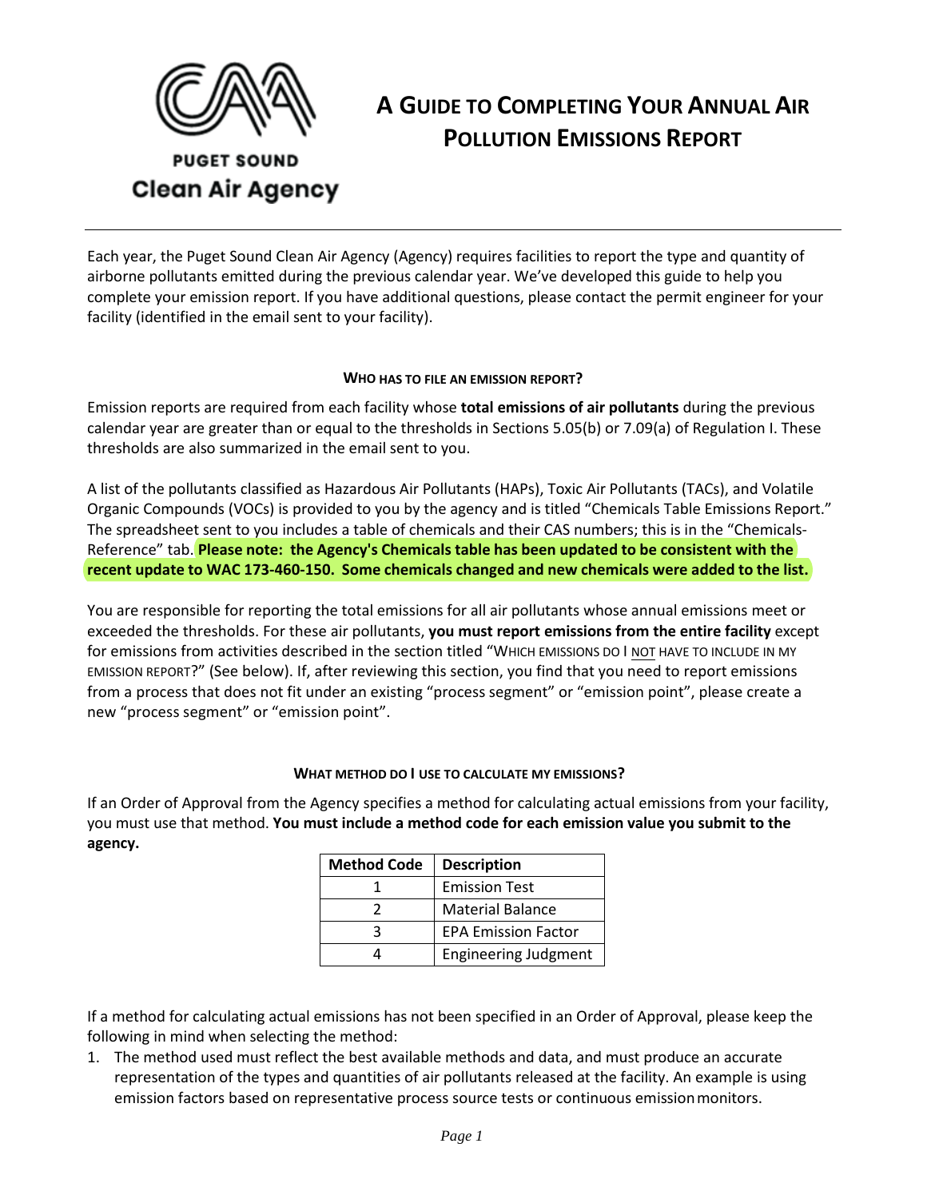PUGET SOUND
Clean Air Agency

# A Guide to Completing Your Annual Air Pollution Emissions Report

Each year, the Puget Sound Clean Air Agency (Agency) requires facilities to report the type and quantity of airborne pollutants emitted during the previous calendar year. We've developed this guide to help you complete your emission report. If you have additional questions, please contact the permit engineer for your facility (identified in the email sent to your facility).

### WHO HAS TO FILE AN EMISSION REPORT?

Emission reports are required from each facility whose **total emissions of air pollutants** during the previous calendar year are greater than or equal to the thresholds in Sections 5.05(b) or 7.09(a) of Regulation I. These thresholds are also summarized in the email sent to you.

A list of the pollutants classified as Hazardous Air Pollutants (HAPs), Toxic Air Pollutants (TACs), and Volatile Organic Compounds (VOCs) is provided to you by the agency and is titled "Chemicals Table Emissions Report." The spreadsheet sent to you includes a table of chemicals and their CAS numbers; this is in the "Chemicals-Reference" tab. **Please note: the Agency's Chemicals table has been updated to be consistent with the recent update to WAC 173-460-150. Some chemicals changed and new chemicals were added to the list.**

You are responsible for reporting the total emissions for all air pollutants whose annual emissions meet or exceeded the thresholds. For these air pollutants, **you must report emissions from the entire facility** except for emissions from activities described in the section titled "WHICH EMISSIONS DO I NOT HAVE TO INCLUDE IN MY EMISSION REPORT?" (See below). If, after reviewing this section, you find that you need to report emissions from a process that does not fit under an existing "process segment" or "emission point", please create a new "process segment" or "emission point".

### WHAT METHOD DO I USE TO CALCULATE MY EMISSIONS?

If an Order of Approval from the Agency specifies a method for calculating actual emissions from your facility, you must use that method. **You must include a method code for each emission value you submit to the agency.**

| Method Code | Description |
|---|---|
| 1 | Emission Test |
| 2 | Material Balance |
| 3 | EPA Emission Factor |
| 4 | Engineering Judgment |

If a method for calculating actual emissions has not been specified in an Order of Approval, please keep the following in mind when selecting the method:

1. The method used must reflect the best available methods and data, and must produce an accurate representation of the types and quantities of air pollutants released at the facility. An example is using emission factors based on representative process source tests or continuous emission monitors.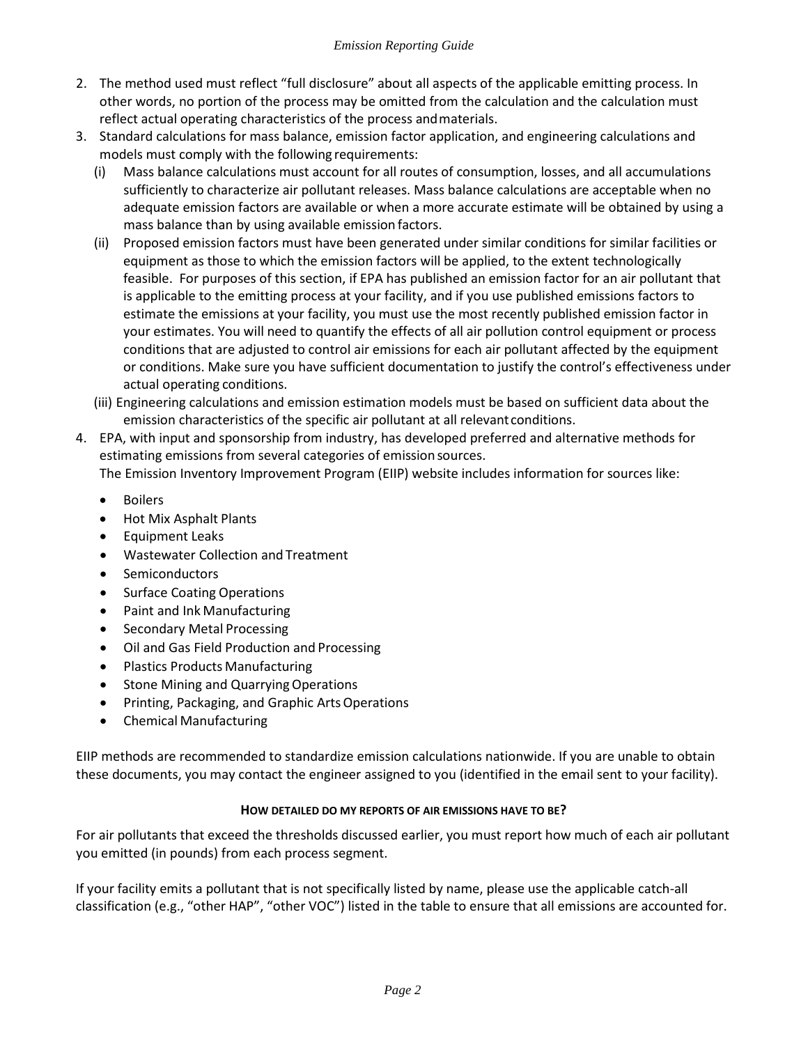2. The method used must reflect "full disclosure" about all aspects of the applicable emitting process. In other words, no portion of the process may be omitted from the calculation and the calculation must reflect actual operating characteristics of the process and materials.
3. Standard calculations for mass balance, emission factor application, and engineering calculations and models must comply with the following requirements:
   (i) Mass balance calculations must account for all routes of consumption, losses, and all accumulations sufficiently to characterize air pollutant releases. Mass balance calculations are acceptable when no adequate emission factors are available or when a more accurate estimate will be obtained by using a mass balance than by using available emission factors.
   (ii) Proposed emission factors must have been generated under similar conditions for similar facilities or equipment as those to which the emission factors will be applied, to the extent technologically feasible. For purposes of this section, if EPA has published an emission factor for an air pollutant that is applicable to the emitting process at your facility, and if you use published emissions factors to estimate the emissions at your facility, you must use the most recently published emission factor in your estimates. You will need to quantify the effects of all air pollution control equipment or process conditions that are adjusted to control air emissions for each air pollutant affected by the equipment or conditions. Make sure you have sufficient documentation to justify the control's effectiveness under actual operating conditions.
   (iii) Engineering calculations and emission estimation models must be based on sufficient data about the emission characteristics of the specific air pollutant at all relevant conditions.
4. EPA, with input and sponsorship from industry, has developed preferred and alternative methods for estimating emissions from several categories of emission sources.
   The Emission Inventory Improvement Program (EIIP) website includes information for sources like:
   - Boilers
   - Hot Mix Asphalt Plants
   - Equipment Leaks
   - Wastewater Collection and Treatment
   - Semiconductors
   - Surface Coating Operations
   - Paint and Ink Manufacturing
   - Secondary Metal Processing
   - Oil and Gas Field Production and Processing
   - Plastics Products Manufacturing
   - Stone Mining and Quarrying Operations
   - Printing, Packaging, and Graphic Arts Operations
   - Chemical Manufacturing

EIIP methods are recommended to standardize emission calculations nationwide. If you are unable to obtain these documents, you may contact the engineer assigned to you (identified in the email sent to your facility).

### HOW DETAILED DO MY REPORTS OF AIR EMISSIONS HAVE TO BE?

For air pollutants that exceed the thresholds discussed earlier, you must report how much of each air pollutant you emitted (in pounds) from each process segment.

If your facility emits a pollutant that is not specifically listed by name, please use the applicable catch-all classification (e.g., "other HAP", "other VOC") listed in the table to ensure that all emissions are accounted for.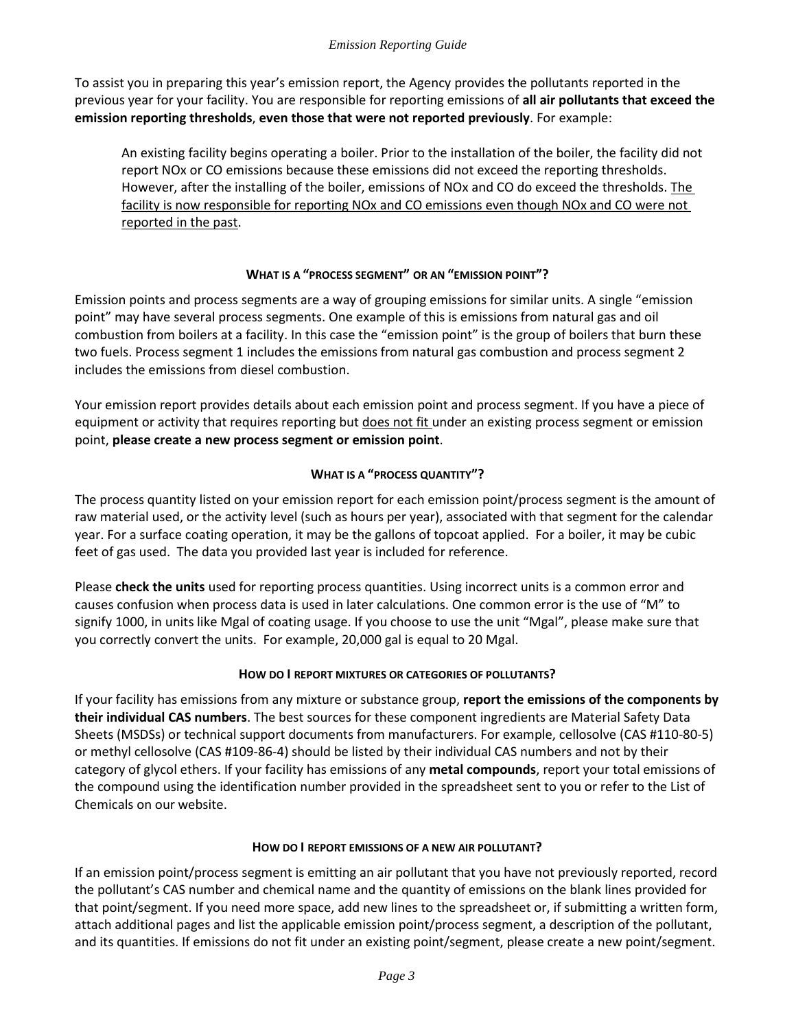To assist you in preparing this year's emission report, the Agency provides the pollutants reported in the previous year for your facility. You are responsible for reporting emissions of **all air pollutants that exceed the emission reporting thresholds**, **even those that were not reported previously**. For example:

> An existing facility begins operating a boiler. Prior to the installation of the boiler, the facility did not report NOx or CO emissions because these emissions did not exceed the reporting thresholds. However, after the installing of the boiler, emissions of NOx and CO do exceed the thresholds. <u>The facility is now responsible for reporting NOx and CO emissions even though NOx and CO were not reported in the past</u>.

### WHAT IS A "PROCESS SEGMENT" OR AN "EMISSION POINT"?

Emission points and process segments are a way of grouping emissions for similar units. A single "emission point" may have several process segments. One example of this is emissions from natural gas and oil combustion from boilers at a facility. In this case the "emission point" is the group of boilers that burn these two fuels. Process segment 1 includes the emissions from natural gas combustion and process segment 2 includes the emissions from diesel combustion.

Your emission report provides details about each emission point and process segment. If you have a piece of equipment or activity that requires reporting but <u>does not fit</u> under an existing process segment or emission point, **please create a new process segment or emission point**.

### WHAT IS A "PROCESS QUANTITY"?

The process quantity listed on your emission report for each emission point/process segment is the amount of raw material used, or the activity level (such as hours per year), associated with that segment for the calendar year. For a surface coating operation, it may be the gallons of topcoat applied. For a boiler, it may be cubic feet of gas used. The data you provided last year is included for reference.

Please **check the units** used for reporting process quantities. Using incorrect units is a common error and causes confusion when process data is used in later calculations. One common error is the use of "M" to signify 1000, in units like Mgal of coating usage. If you choose to use the unit "Mgal", please make sure that you correctly convert the units. For example, 20,000 gal is equal to 20 Mgal.

### HOW DO I REPORT MIXTURES OR CATEGORIES OF POLLUTANTS?

If your facility has emissions from any mixture or substance group, **report the emissions of the components by their individual CAS numbers**. The best sources for these component ingredients are Material Safety Data Sheets (MSDSs) or technical support documents from manufacturers. For example, cellosolve (CAS #110-80-5) or methyl cellosolve (CAS #109-86-4) should be listed by their individual CAS numbers and not by their category of glycol ethers. If your facility has emissions of any **metal compounds**, report your total emissions of the compound using the identification number provided in the spreadsheet sent to you or refer to the List of Chemicals on our website.

### HOW DO I REPORT EMISSIONS OF A NEW AIR POLLUTANT?

If an emission point/process segment is emitting an air pollutant that you have not previously reported, record the pollutant's CAS number and chemical name and the quantity of emissions on the blank lines provided for that point/segment. If you need more space, add new lines to the spreadsheet or, if submitting a written form, attach additional pages and list the applicable emission point/process segment, a description of the pollutant, and its quantities. If emissions do not fit under an existing point/segment, please create a new point/segment.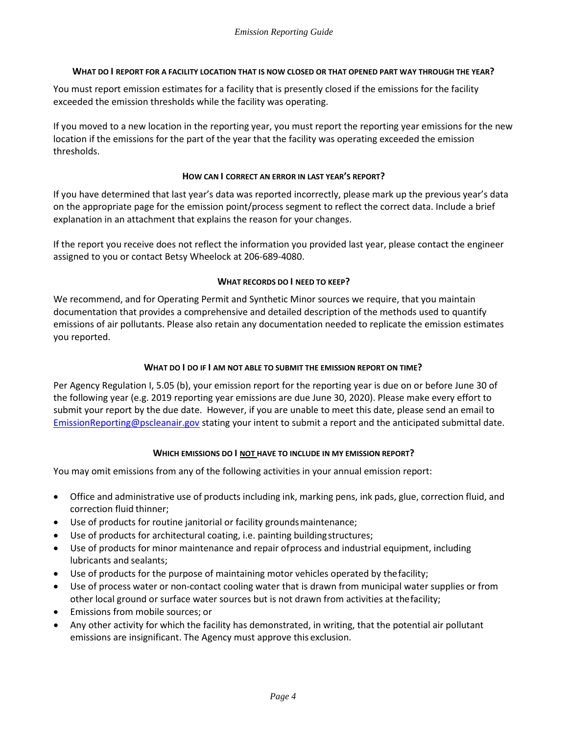### What do I report for a facility location that is now closed or that opened part way through the year?

You must report emission estimates for a facility that is presently closed if the emissions for the facility exceeded the emission thresholds while the facility was operating.

If you moved to a new location in the reporting year, you must report the reporting year emissions for the new location if the emissions for the part of the year that the facility was operating exceeded the emission thresholds.

### How can I correct an error in last year's report?

If you have determined that last year's data was reported incorrectly, please mark up the previous year's data on the appropriate page for the emission point/process segment to reflect the correct data. Include a brief explanation in an attachment that explains the reason for your changes.

If the report you receive does not reflect the information you provided last year, please contact the engineer assigned to you or contact Betsy Wheelock at 206-689-4080.

### What records do I need to keep?

We recommend, and for Operating Permit and Synthetic Minor sources we require, that you maintain documentation that provides a comprehensive and detailed description of the methods used to quantify emissions of air pollutants. Please also retain any documentation needed to replicate the emission estimates you reported.

### What do I do if I am not able to submit the emission report on time?

Per Agency Regulation I, 5.05 (b), your emission report for the reporting year is due on or before June 30 of the following year (e.g. 2019 reporting year emissions are due June 30, 2020). Please make every effort to submit your report by the due date. However, if you are unable to meet this date, please send an email to EmissionReporting@pscleanair.gov stating your intent to submit a report and the anticipated submittal date.

### Which emissions do I NOT have to include in my emission report?

You may omit emissions from any of the following activities in your annual emission report:

- Office and administrative use of products including ink, marking pens, ink pads, glue, correction fluid, and correction fluid thinner;
- Use of products for routine janitorial or facility grounds maintenance;
- Use of products for architectural coating, i.e. painting building structures;
- Use of products for minor maintenance and repair of process and industrial equipment, including lubricants and sealants;
- Use of products for the purpose of maintaining motor vehicles operated by the facility;
- Use of process water or non-contact cooling water that is drawn from municipal water supplies or from other local ground or surface water sources but is not drawn from activities at the facility;
- Emissions from mobile sources; or
- Any other activity for which the facility has demonstrated, in writing, that the potential air pollutant emissions are insignificant. The Agency must approve this exclusion.